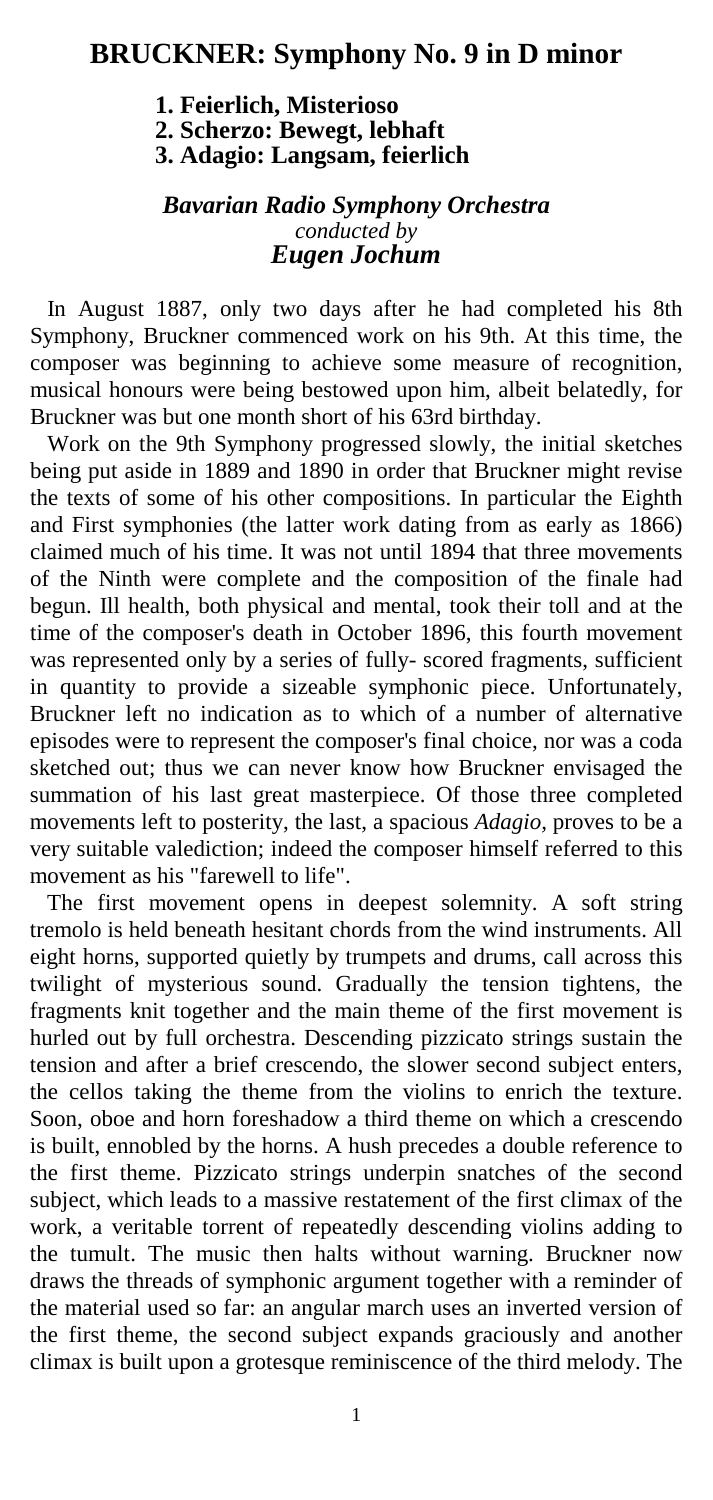## BRUCKNER: Symphony No. 9 in D minor

**1. Feierlich, Misterioso**
**2. Scherzo: Bewegt, lebhaft**
**3. Adagio: Langsam, feierlich**

***Bavarian Radio Symphony Orchestra***
*conducted by*
***Eugen Jochum***

In August 1887, only two days after he had completed his 8th Symphony, Bruckner commenced work on his 9th. At this time, the composer was beginning to achieve some measure of recognition, musical honours were being bestowed upon him, albeit belatedly, for Bruckner was but one month short of his 63rd birthday.

Work on the 9th Symphony progressed slowly, the initial sketches being put aside in 1889 and 1890 in order that Bruckner might revise the texts of some of his other compositions. In particular the Eighth and First symphonies (the latter work dating from as early as 1866) claimed much of his time. It was not until 1894 that three movements of the Ninth were complete and the composition of the finale had begun. Ill health, both physical and mental, took their toll and at the time of the composer's death in October 1896, this fourth movement was represented only by a series of fully- scored fragments, sufficient in quantity to provide a sizeable symphonic piece. Unfortunately, Bruckner left no indication as to which of a number of alternative episodes were to represent the composer's final choice, nor was a coda sketched out; thus we can never know how Bruckner envisaged the summation of his last great masterpiece. Of those three completed movements left to posterity, the last, a spacious *Adagio,* proves to be a very suitable valediction; indeed the composer himself referred to this movement as his "farewell to life".

The first movement opens in deepest solemnity. A soft string tremolo is held beneath hesitant chords from the wind instruments. All eight horns, supported quietly by trumpets and drums, call across this twilight of mysterious sound. Gradually the tension tightens, the fragments knit together and the main theme of the first movement is hurled out by full orchestra. Descending pizzicato strings sustain the tension and after a brief crescendo, the slower second subject enters, the cellos taking the theme from the violins to enrich the texture. Soon, oboe and horn foreshadow a third theme on which a crescendo is built, ennobled by the horns. A hush precedes a double reference to the first theme. Pizzicato strings underpin snatches of the second subject, which leads to a massive restatement of the first climax of the work, a veritable torrent of repeatedly descending violins adding to the tumult. The music then halts without warning. Bruckner now draws the threads of symphonic argument together with a reminder of the material used so far: an angular march uses an inverted version of the first theme, the second subject expands graciously and another climax is built upon a grotesque reminiscence of the third melody. The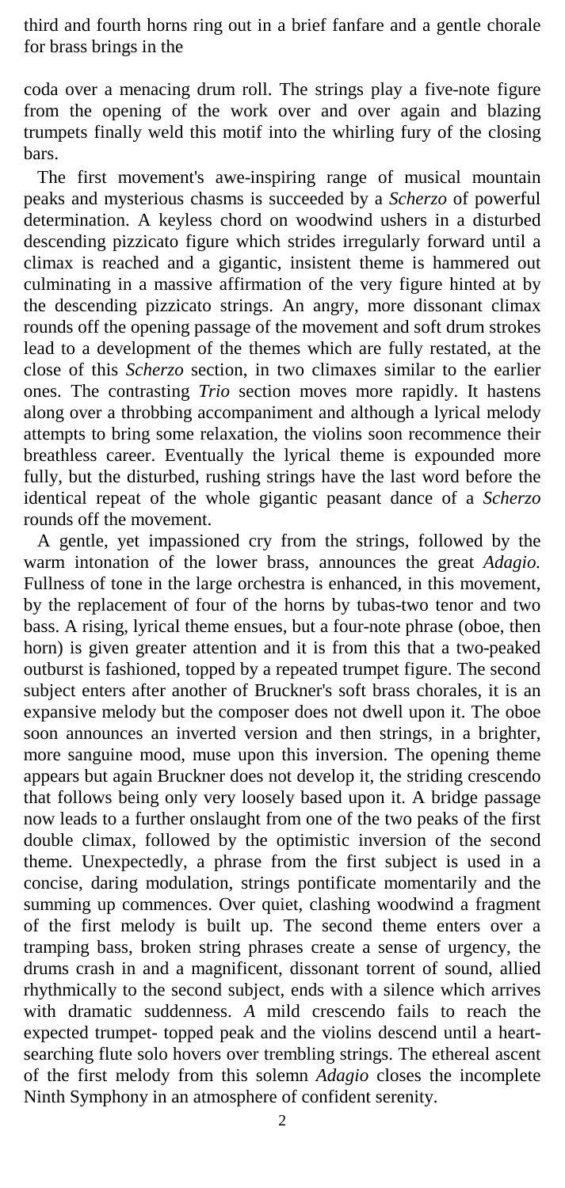third and fourth horns ring out in a brief fanfare and a gentle chorale for brass brings in the

coda over a menacing drum roll. The strings play a five-note figure from the opening of the work over and over again and blazing trumpets finally weld this motif into the whirling fury of the closing bars.

The first movement's awe-inspiring range of musical mountain peaks and mysterious chasms is succeeded by a *Scherzo* of powerful determination. A keyless chord on woodwind ushers in a disturbed descending pizzicato figure which strides irregularly forward until a climax is reached and a gigantic, insistent theme is hammered out culminating in a massive affirmation of the very figure hinted at by the descending pizzicato strings. An angry, more dissonant climax rounds off the opening passage of the movement and soft drum strokes lead to a development of the themes which are fully restated, at the close of this *Scherzo* section, in two climaxes similar to the earlier ones. The contrasting *Trio* section moves more rapidly. It hastens along over a throbbing accompaniment and although a lyrical melody attempts to bring some relaxation, the violins soon recommence their breathless career. Eventually the lyrical theme is expounded more fully, but the disturbed, rushing strings have the last word before the identical repeat of the whole gigantic peasant dance of a *Scherzo* rounds off the movement.

A gentle, yet impassioned cry from the strings, followed by the warm intonation of the lower brass, announces the great *Adagio.* Fullness of tone in the large orchestra is enhanced, in this movement, by the replacement of four of the horns by tubas-two tenor and two bass. A rising, lyrical theme ensues, but a four-note phrase (oboe, then horn) is given greater attention and it is from this that a two-peaked outburst is fashioned, topped by a repeated trumpet figure. The second subject enters after another of Bruckner's soft brass chorales, it is an expansive melody but the composer does not dwell upon it. The oboe soon announces an inverted version and then strings, in a brighter, more sanguine mood, muse upon this inversion. The opening theme appears but again Bruckner does not develop it, the striding crescendo that follows being only very loosely based upon it. A bridge passage now leads to a further onslaught from one of the two peaks of the first double climax, followed by the optimistic inversion of the second theme. Unexpectedly, a phrase from the first subject is used in a concise, daring modulation, strings pontificate momentarily and the summing up commences. Over quiet, clashing woodwind a fragment of the first melody is built up. The second theme enters over a tramping bass, broken string phrases create a sense of urgency, the drums crash in and a magnificent, dissonant torrent of sound, allied rhythmically to the second subject, ends with a silence which arrives with dramatic suddenness. *A* mild crescendo fails to reach the expected trumpet- topped peak and the violins descend until a heart-searching flute solo hovers over trembling strings. The ethereal ascent of the first melody from this solemn *Adagio* closes the incomplete Ninth Symphony in an atmosphere of confident serenity.